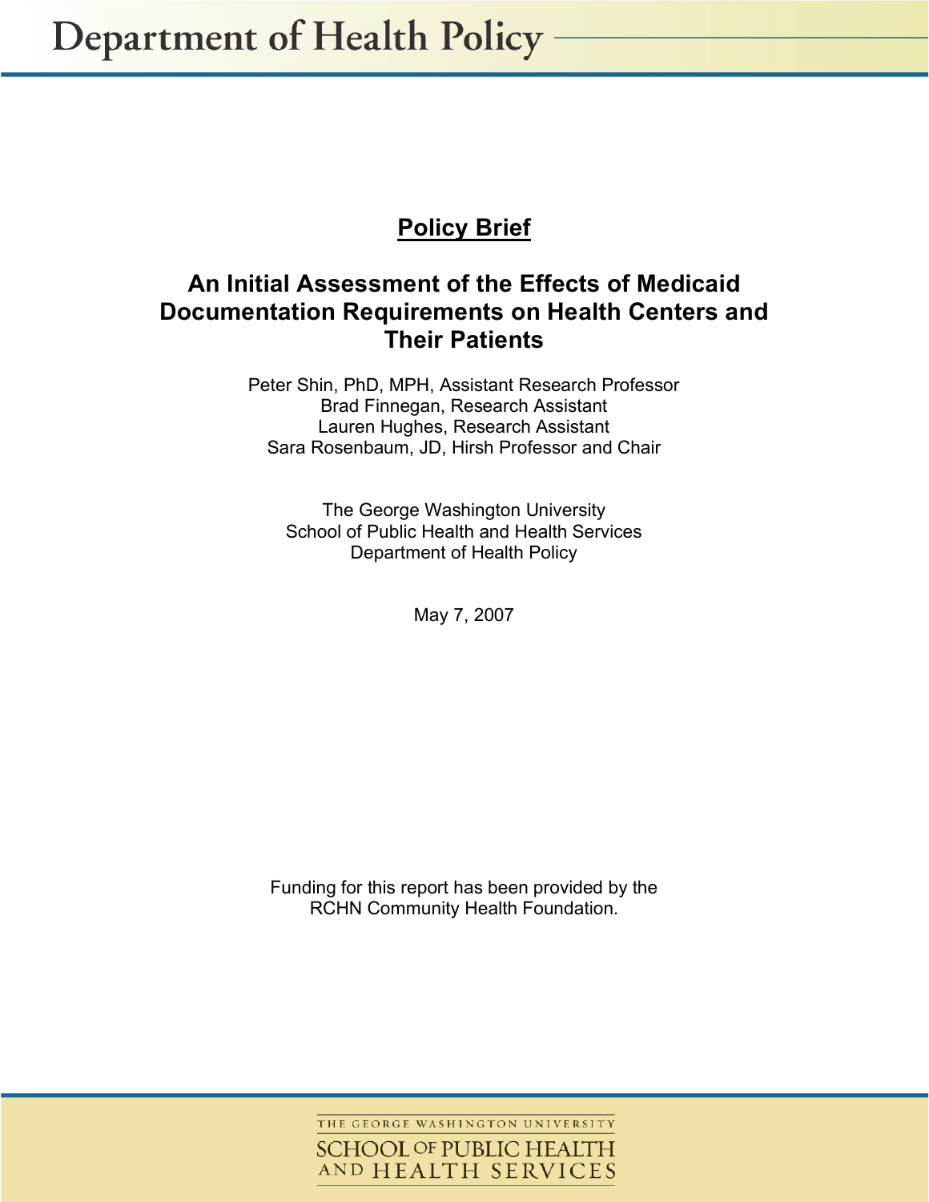# Department of Health Policy

## Policy Brief

# An Initial Assessment of the Effects of Medicaid Documentation Requirements on Health Centers and Their Patients

Peter Shin, PhD, MPH, Assistant Research Professor
Brad Finnegan, Research Assistant
Lauren Hughes, Research Assistant
Sara Rosenbaum, JD, Hirsh Professor and Chair

The George Washington University
School of Public Health and Health Services
Department of Health Policy

May 7, 2007

Funding for this report has been provided by the RCHN Community Health Foundation.

THE GEORGE WASHINGTON UNIVERSITY
SCHOOL OF PUBLIC HEALTH AND HEALTH SERVICES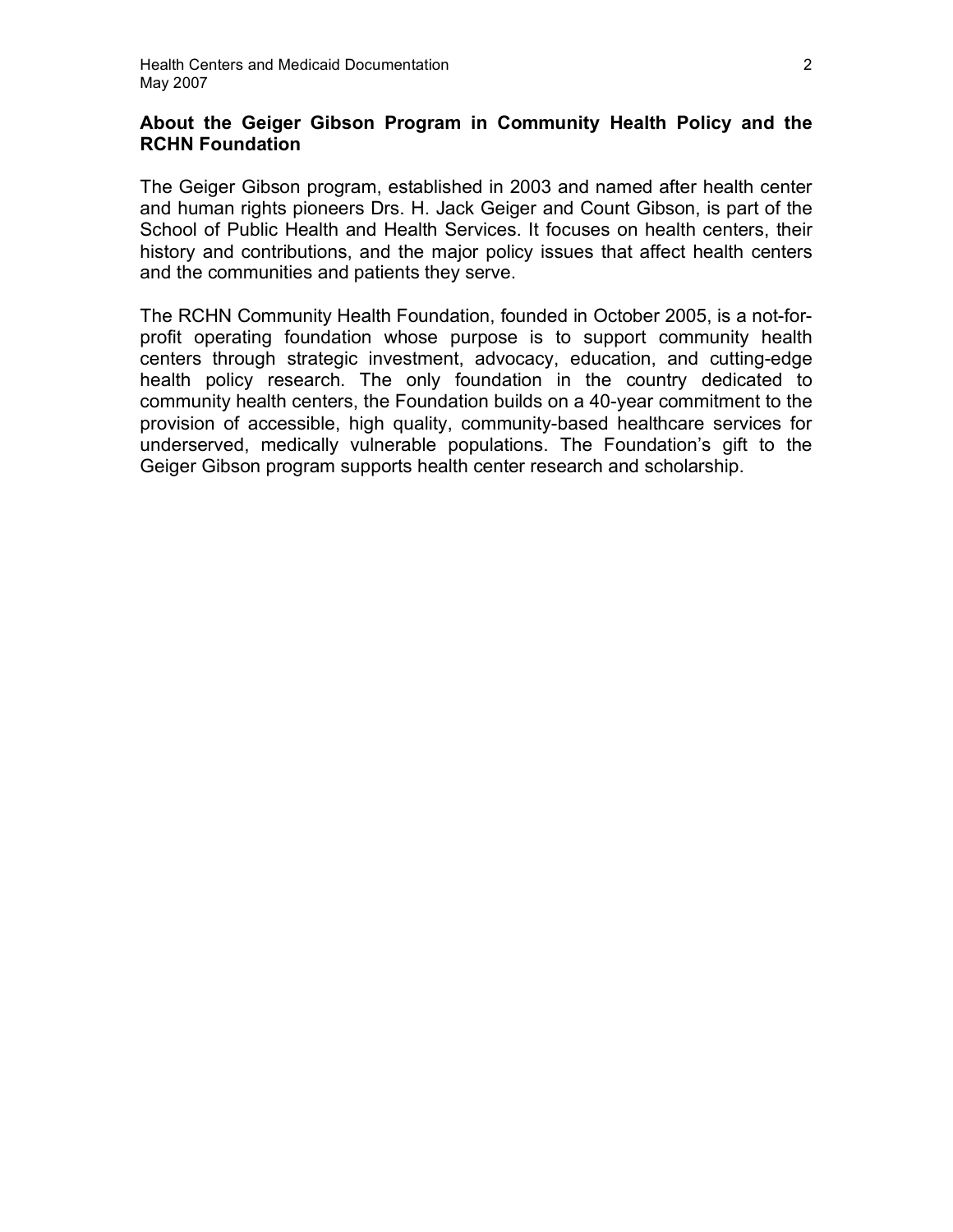## About the Geiger Gibson Program in Community Health Policy and the RCHN Foundation

The Geiger Gibson program, established in 2003 and named after health center and human rights pioneers Drs. H. Jack Geiger and Count Gibson, is part of the School of Public Health and Health Services. It focuses on health centers, their history and contributions, and the major policy issues that affect health centers and the communities and patients they serve.

The RCHN Community Health Foundation, founded in October 2005, is a not-for-profit operating foundation whose purpose is to support community health centers through strategic investment, advocacy, education, and cutting-edge health policy research. The only foundation in the country dedicated to community health centers, the Foundation builds on a 40-year commitment to the provision of accessible, high quality, community-based healthcare services for underserved, medically vulnerable populations. The Foundation's gift to the Geiger Gibson program supports health center research and scholarship.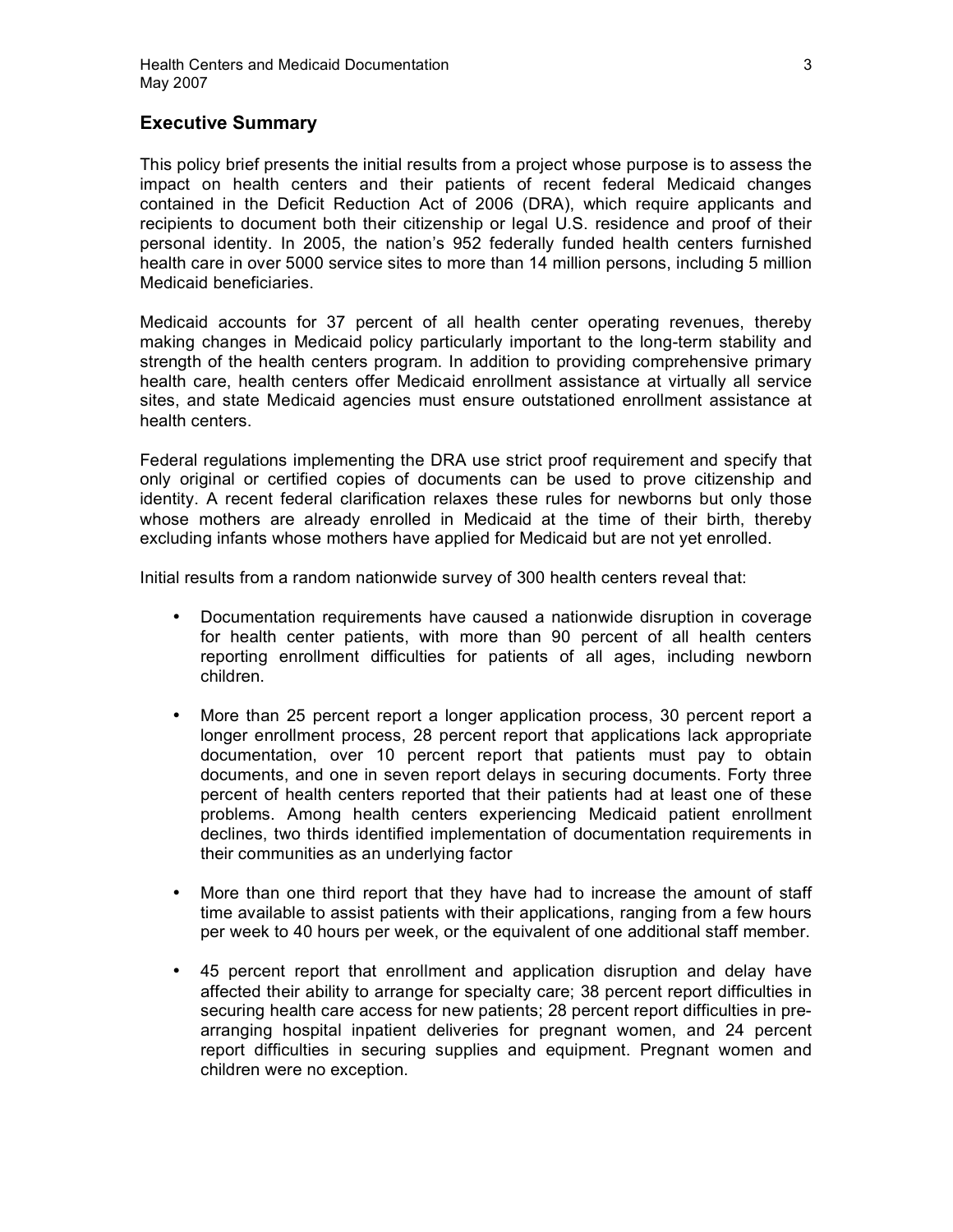## Executive Summary

This policy brief presents the initial results from a project whose purpose is to assess the impact on health centers and their patients of recent federal Medicaid changes contained in the Deficit Reduction Act of 2006 (DRA), which require applicants and recipients to document both their citizenship or legal U.S. residence and proof of their personal identity. In 2005, the nation's 952 federally funded health centers furnished health care in over 5000 service sites to more than 14 million persons, including 5 million Medicaid beneficiaries.

Medicaid accounts for 37 percent of all health center operating revenues, thereby making changes in Medicaid policy particularly important to the long-term stability and strength of the health centers program. In addition to providing comprehensive primary health care, health centers offer Medicaid enrollment assistance at virtually all service sites, and state Medicaid agencies must ensure outstationed enrollment assistance at health centers.

Federal regulations implementing the DRA use strict proof requirement and specify that only original or certified copies of documents can be used to prove citizenship and identity. A recent federal clarification relaxes these rules for newborns but only those whose mothers are already enrolled in Medicaid at the time of their birth, thereby excluding infants whose mothers have applied for Medicaid but are not yet enrolled.

Initial results from a random nationwide survey of 300 health centers reveal that:

- Documentation requirements have caused a nationwide disruption in coverage for health center patients, with more than 90 percent of all health centers reporting enrollment difficulties for patients of all ages, including newborn children.
- More than 25 percent report a longer application process, 30 percent report a longer enrollment process, 28 percent report that applications lack appropriate documentation, over 10 percent report that patients must pay to obtain documents, and one in seven report delays in securing documents. Forty three percent of health centers reported that their patients had at least one of these problems. Among health centers experiencing Medicaid patient enrollment declines, two thirds identified implementation of documentation requirements in their communities as an underlying factor
- More than one third report that they have had to increase the amount of staff time available to assist patients with their applications, ranging from a few hours per week to 40 hours per week, or the equivalent of one additional staff member.
- 45 percent report that enrollment and application disruption and delay have affected their ability to arrange for specialty care; 38 percent report difficulties in securing health care access for new patients; 28 percent report difficulties in pre-arranging hospital inpatient deliveries for pregnant women, and 24 percent report difficulties in securing supplies and equipment. Pregnant women and children were no exception.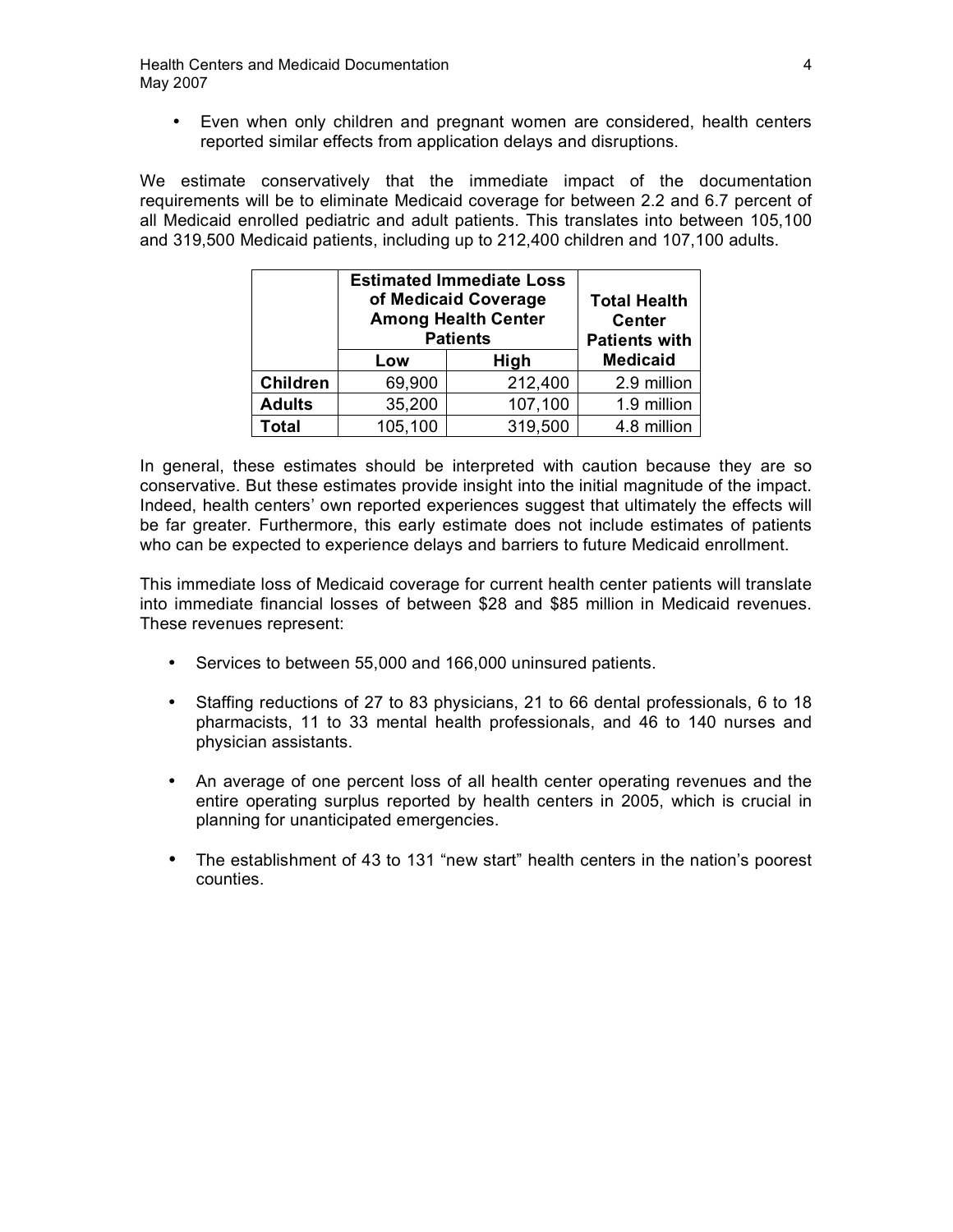- Even when only children and pregnant women are considered, health centers reported similar effects from application delays and disruptions.

We estimate conservatively that the immediate impact of the documentation requirements will be to eliminate Medicaid coverage for between 2.2 and 6.7 percent of all Medicaid enrolled pediatric and adult patients. This translates into between 105,100 and 319,500 Medicaid patients, including up to 212,400 children and 107,100 adults.

| | Estimated Immediate Loss of Medicaid Coverage Among Health Center Patients | | Total Health Center Patients with Medicaid |
|---|---|---|---|
| | Low | High | |
| Children | 69,900 | 212,400 | 2.9 million |
| Adults | 35,200 | 107,100 | 1.9 million |
| Total | 105,100 | 319,500 | 4.8 million |

In general, these estimates should be interpreted with caution because they are so conservative. But these estimates provide insight into the initial magnitude of the impact. Indeed, health centers' own reported experiences suggest that ultimately the effects will be far greater. Furthermore, this early estimate does not include estimates of patients who can be expected to experience delays and barriers to future Medicaid enrollment.

This immediate loss of Medicaid coverage for current health center patients will translate into immediate financial losses of between $28 and $85 million in Medicaid revenues. These revenues represent:

- Services to between 55,000 and 166,000 uninsured patients.
- Staffing reductions of 27 to 83 physicians, 21 to 66 dental professionals, 6 to 18 pharmacists, 11 to 33 mental health professionals, and 46 to 140 nurses and physician assistants.
- An average of one percent loss of all health center operating revenues and the entire operating surplus reported by health centers in 2005, which is crucial in planning for unanticipated emergencies.
- The establishment of 43 to 131 "new start" health centers in the nation's poorest counties.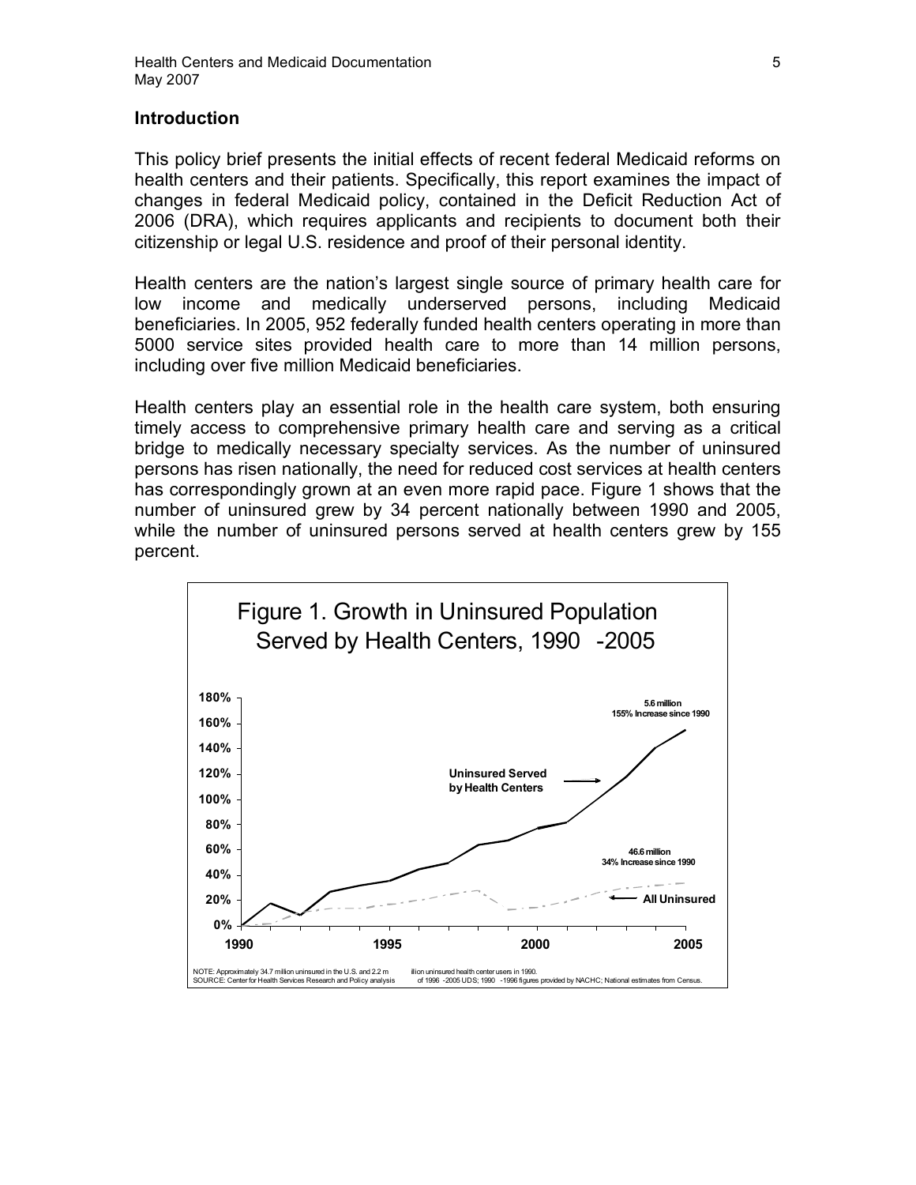## Introduction

This policy brief presents the initial effects of recent federal Medicaid reforms on health centers and their patients. Specifically, this report examines the impact of changes in federal Medicaid policy, contained in the Deficit Reduction Act of 2006 (DRA), which requires applicants and recipients to document both their citizenship or legal U.S. residence and proof of their personal identity.

Health centers are the nation's largest single source of primary health care for low income and medically underserved persons, including Medicaid beneficiaries. In 2005, 952 federally funded health centers operating in more than 5000 service sites provided health care to more than 14 million persons, including over five million Medicaid beneficiaries.

Health centers play an essential role in the health care system, both ensuring timely access to comprehensive primary health care and serving as a critical bridge to medically necessary specialty services. As the number of uninsured persons has risen nationally, the need for reduced cost services at health centers has correspondingly grown at an even more rapid pace. Figure 1 shows that the number of uninsured grew by 34 percent nationally between 1990 and 2005, while the number of uninsured persons served at health centers grew by 155 percent.

Figure 1. Growth in Uninsured Population Served by Health Centers, 1990 -2005

NOTE: Approximately 34.7 million uninsured in the U.S. and 2.2 million uninsured health center users in 1990.
SOURCE: Center for Health Services Research and Policy analysis of 1996 -2005 UDS; 1990 -1996 figures provided by NACHC; National estimates from Census.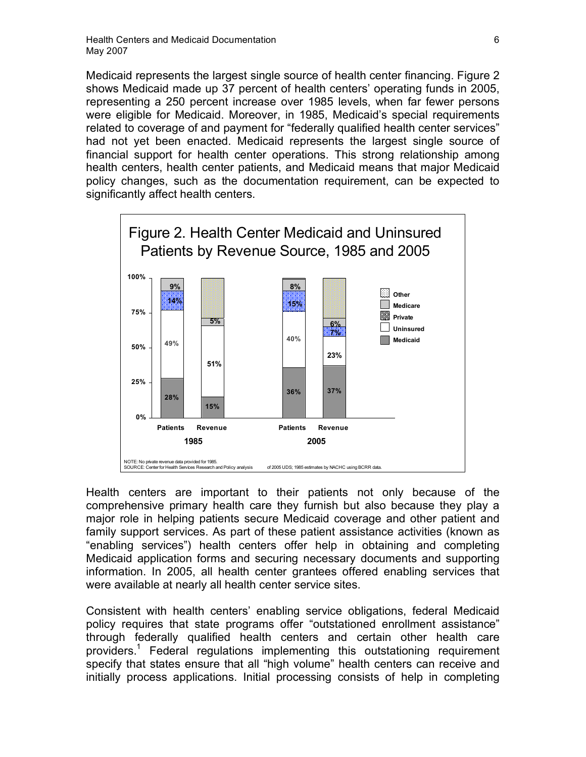Medicaid represents the largest single source of health center financing. Figure 2 shows Medicaid made up 37 percent of health centers' operating funds in 2005, representing a 250 percent increase over 1985 levels, when far fewer persons were eligible for Medicaid. Moreover, in 1985, Medicaid's special requirements related to coverage of and payment for "federally qualified health center services" had not yet been enacted. Medicaid represents the largest single source of financial support for health center operations. This strong relationship among health centers, health center patients, and Medicaid means that major Medicaid policy changes, such as the documentation requirement, can be expected to significantly affect health centers.

Figure 2. Health Center Medicaid and Uninsured Patients by Revenue Source, 1985 and 2005

| | 1985 Patients | 1985 Revenue | 2005 Patients | 2005 Revenue |
|---|---|---|---|---|
| Medicaid | 28% | 15% | 36% | 37% |
| Uninsured | 49% | 51% | 40% | 23% |
| Private | 14% | | 15% | 7% |
| Medicare | 9% | 5% | 8% | 6% |
| Other | | | | |

NOTE: No private revenue data provided for 1985.
SOURCE: Center for Health Services Research and Policy analysis of 2005 UDS; 1985 estimates by NACHC using BCRR data.

Health centers are important to their patients not only because of the comprehensive primary health care they furnish but also because they play a major role in helping patients secure Medicaid coverage and other patient and family support services. As part of these patient assistance activities (known as "enabling services") health centers offer help in obtaining and completing Medicaid application forms and securing necessary documents and supporting information. In 2005, all health center grantees offered enabling services that were available at nearly all health center service sites.

Consistent with health centers' enabling service obligations, federal Medicaid policy requires that state programs offer "outstationed enrollment assistance" through federally qualified health centers and certain other health care providers.[1] Federal regulations implementing this outstationing requirement specify that states ensure that all "high volume" health centers can receive and initially process applications. Initial processing consists of help in completing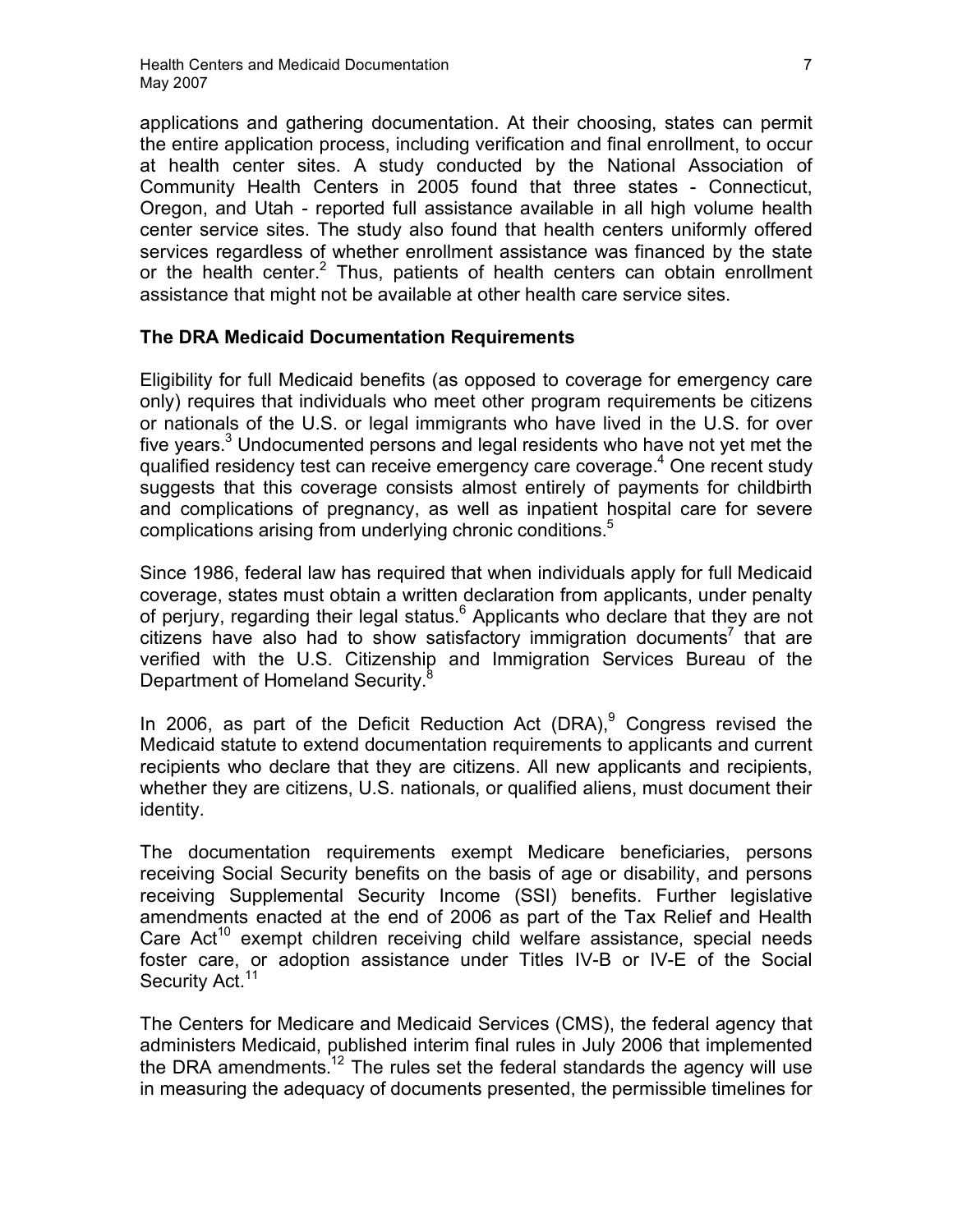applications and gathering documentation. At their choosing, states can permit the entire application process, including verification and final enrollment, to occur at health center sites. A study conducted by the National Association of Community Health Centers in 2005 found that three states - Connecticut, Oregon, and Utah - reported full assistance available in all high volume health center service sites. The study also found that health centers uniformly offered services regardless of whether enrollment assistance was financed by the state or the health center.[2] Thus, patients of health centers can obtain enrollment assistance that might not be available at other health care service sites.

### The DRA Medicaid Documentation Requirements

Eligibility for full Medicaid benefits (as opposed to coverage for emergency care only) requires that individuals who meet other program requirements be citizens or nationals of the U.S. or legal immigrants who have lived in the U.S. for over five years.[3] Undocumented persons and legal residents who have not yet met the qualified residency test can receive emergency care coverage.[4] One recent study suggests that this coverage consists almost entirely of payments for childbirth and complications of pregnancy, as well as inpatient hospital care for severe complications arising from underlying chronic conditions.[5]

Since 1986, federal law has required that when individuals apply for full Medicaid coverage, states must obtain a written declaration from applicants, under penalty of perjury, regarding their legal status.[6] Applicants who declare that they are not citizens have also had to show satisfactory immigration documents[7] that are verified with the U.S. Citizenship and Immigration Services Bureau of the Department of Homeland Security.[8]

In 2006, as part of the Deficit Reduction Act (DRA),[9] Congress revised the Medicaid statute to extend documentation requirements to applicants and current recipients who declare that they are citizens. All new applicants and recipients, whether they are citizens, U.S. nationals, or qualified aliens, must document their identity.

The documentation requirements exempt Medicare beneficiaries, persons receiving Social Security benefits on the basis of age or disability, and persons receiving Supplemental Security Income (SSI) benefits. Further legislative amendments enacted at the end of 2006 as part of the Tax Relief and Health Care Act[10] exempt children receiving child welfare assistance, special needs foster care, or adoption assistance under Titles IV-B or IV-E of the Social Security Act.[11]

The Centers for Medicare and Medicaid Services (CMS), the federal agency that administers Medicaid, published interim final rules in July 2006 that implemented the DRA amendments.[12] The rules set the federal standards the agency will use in measuring the adequacy of documents presented, the permissible timelines for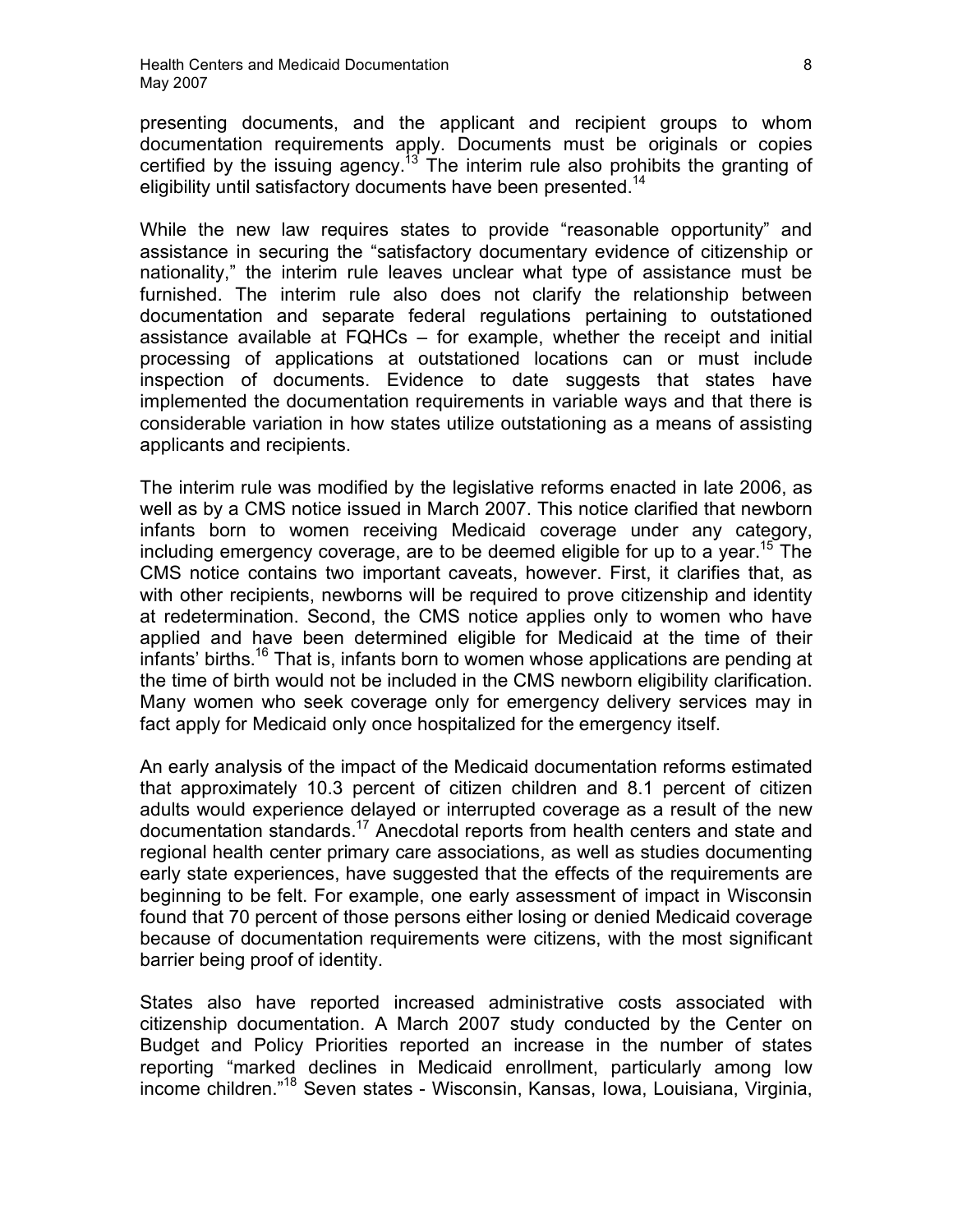presenting documents, and the applicant and recipient groups to whom documentation requirements apply. Documents must be originals or copies certified by the issuing agency.[13] The interim rule also prohibits the granting of eligibility until satisfactory documents have been presented.[14]

While the new law requires states to provide "reasonable opportunity" and assistance in securing the "satisfactory documentary evidence of citizenship or nationality," the interim rule leaves unclear what type of assistance must be furnished. The interim rule also does not clarify the relationship between documentation and separate federal regulations pertaining to outstationed assistance available at FQHCs – for example, whether the receipt and initial processing of applications at outstationed locations can or must include inspection of documents. Evidence to date suggests that states have implemented the documentation requirements in variable ways and that there is considerable variation in how states utilize outstationing as a means of assisting applicants and recipients.

The interim rule was modified by the legislative reforms enacted in late 2006, as well as by a CMS notice issued in March 2007. This notice clarified that newborn infants born to women receiving Medicaid coverage under any category, including emergency coverage, are to be deemed eligible for up to a year.[15] The CMS notice contains two important caveats, however. First, it clarifies that, as with other recipients, newborns will be required to prove citizenship and identity at redetermination. Second, the CMS notice applies only to women who have applied and have been determined eligible for Medicaid at the time of their infants' births.[16] That is, infants born to women whose applications are pending at the time of birth would not be included in the CMS newborn eligibility clarification. Many women who seek coverage only for emergency delivery services may in fact apply for Medicaid only once hospitalized for the emergency itself.

An early analysis of the impact of the Medicaid documentation reforms estimated that approximately 10.3 percent of citizen children and 8.1 percent of citizen adults would experience delayed or interrupted coverage as a result of the new documentation standards.[17] Anecdotal reports from health centers and state and regional health center primary care associations, as well as studies documenting early state experiences, have suggested that the effects of the requirements are beginning to be felt. For example, one early assessment of impact in Wisconsin found that 70 percent of those persons either losing or denied Medicaid coverage because of documentation requirements were citizens, with the most significant barrier being proof of identity.

States also have reported increased administrative costs associated with citizenship documentation. A March 2007 study conducted by the Center on Budget and Policy Priorities reported an increase in the number of states reporting "marked declines in Medicaid enrollment, particularly among low income children."[18] Seven states - Wisconsin, Kansas, Iowa, Louisiana, Virginia,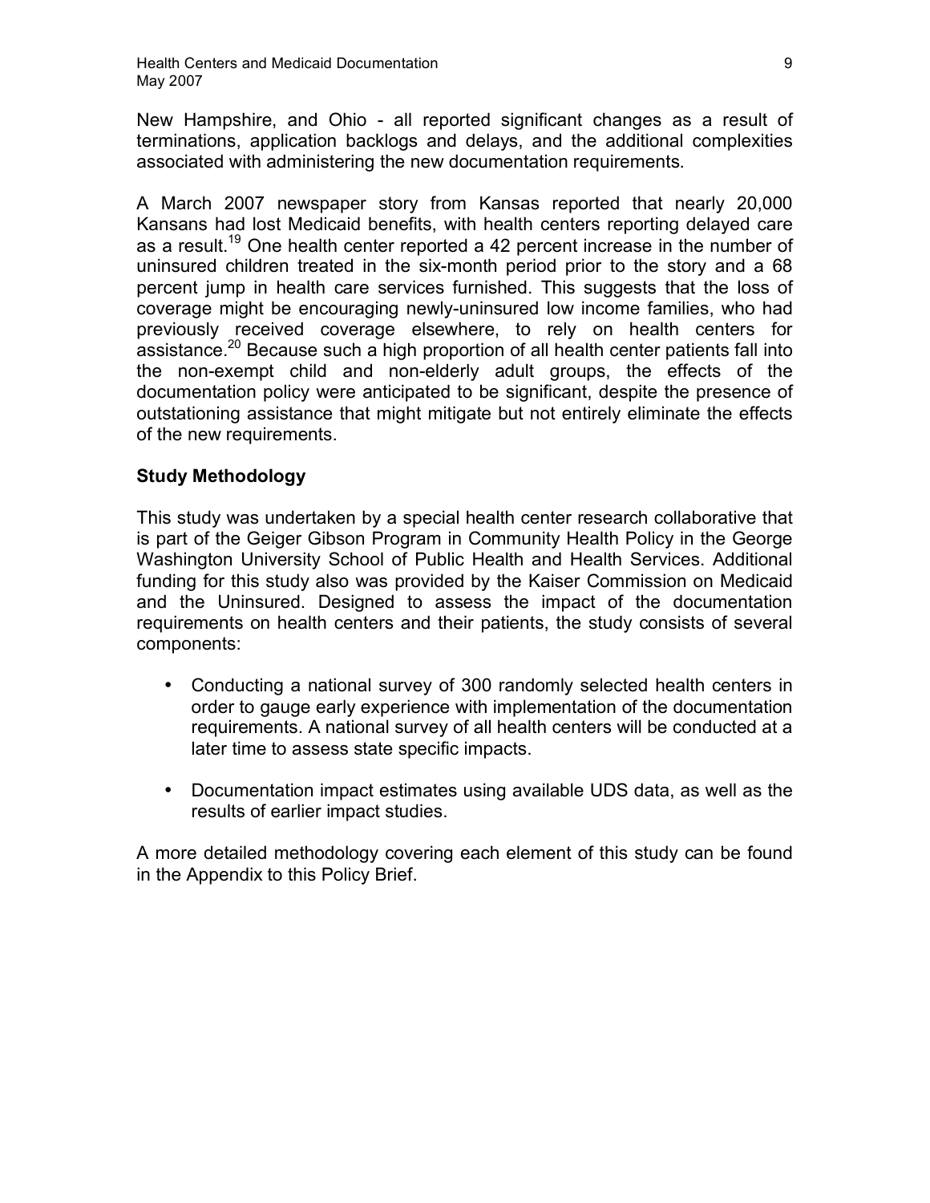New Hampshire, and Ohio - all reported significant changes as a result of terminations, application backlogs and delays, and the additional complexities associated with administering the new documentation requirements.

A March 2007 newspaper story from Kansas reported that nearly 20,000 Kansans had lost Medicaid benefits, with health centers reporting delayed care as a result.[19] One health center reported a 42 percent increase in the number of uninsured children treated in the six-month period prior to the story and a 68 percent jump in health care services furnished. This suggests that the loss of coverage might be encouraging newly-uninsured low income families, who had previously received coverage elsewhere, to rely on health centers for assistance.[20] Because such a high proportion of all health center patients fall into the non-exempt child and non-elderly adult groups, the effects of the documentation policy were anticipated to be significant, despite the presence of outstationing assistance that might mitigate but not entirely eliminate the effects of the new requirements.

## Study Methodology

This study was undertaken by a special health center research collaborative that is part of the Geiger Gibson Program in Community Health Policy in the George Washington University School of Public Health and Health Services. Additional funding for this study also was provided by the Kaiser Commission on Medicaid and the Uninsured. Designed to assess the impact of the documentation requirements on health centers and their patients, the study consists of several components:

- Conducting a national survey of 300 randomly selected health centers in order to gauge early experience with implementation of the documentation requirements. A national survey of all health centers will be conducted at a later time to assess state specific impacts.
- Documentation impact estimates using available UDS data, as well as the results of earlier impact studies.

A more detailed methodology covering each element of this study can be found in the Appendix to this Policy Brief.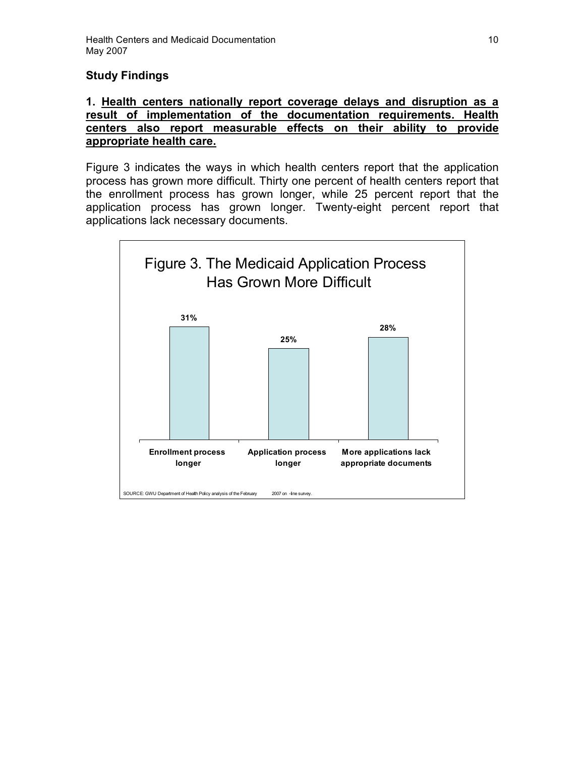## Study Findings

**1. <u>Health centers nationally report coverage delays and disruption as a result of implementation of the documentation requirements. Health centers also report measurable effects on their ability to provide appropriate health care.</u>**

Figure 3 indicates the ways in which health centers report that the application process has grown more difficult. Thirty one percent of health centers report that the enrollment process has grown longer, while 25 percent report that the application process has grown longer. Twenty-eight percent report that applications lack necessary documents.

Figure 3. The Medicaid Application Process Has Grown More Difficult

| | Percent |
|---|---|
| Enrollment process longer | 31% |
| Application process longer | 25% |
| More applications lack appropriate documents | 28% |

SOURCE: GWU Department of Health Policy analysis of the February 2007 on-line survey.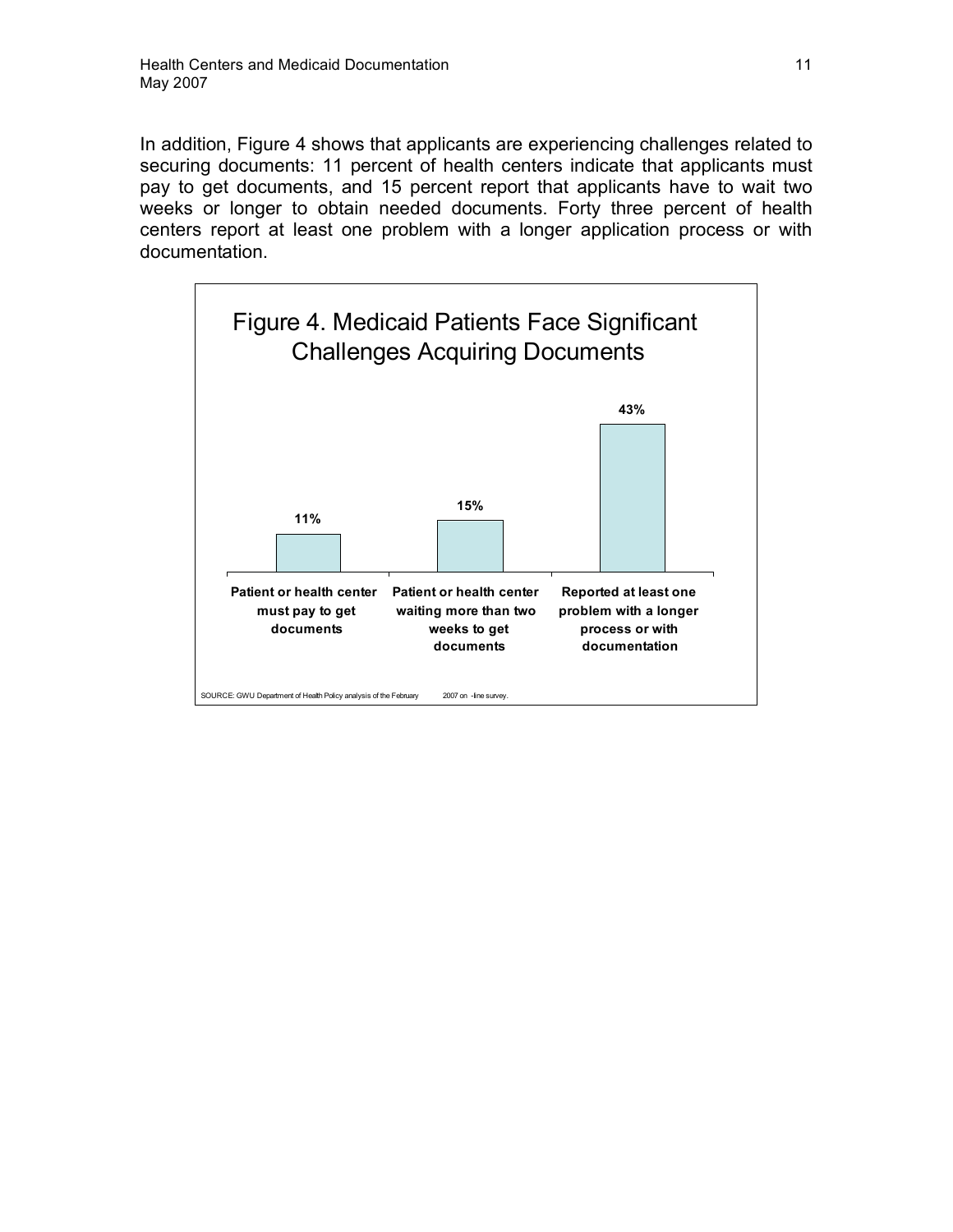In addition, Figure 4 shows that applicants are experiencing challenges related to securing documents: 11 percent of health centers indicate that applicants must pay to get documents, and 15 percent report that applicants have to wait two weeks or longer to obtain needed documents. Forty three percent of health centers report at least one problem with a longer application process or with documentation.

**Figure 4. Medicaid Patients Face Significant Challenges Acquiring Documents**

| Category | Percent |
|---|---|
| Patient or health center must pay to get documents | 11% |
| Patient or health center waiting more than two weeks to get documents | 15% |
| Reported at least one problem with a longer process or with documentation | 43% |

SOURCE: GWU Department of Health Policy analysis of the February 2007 on -line survey.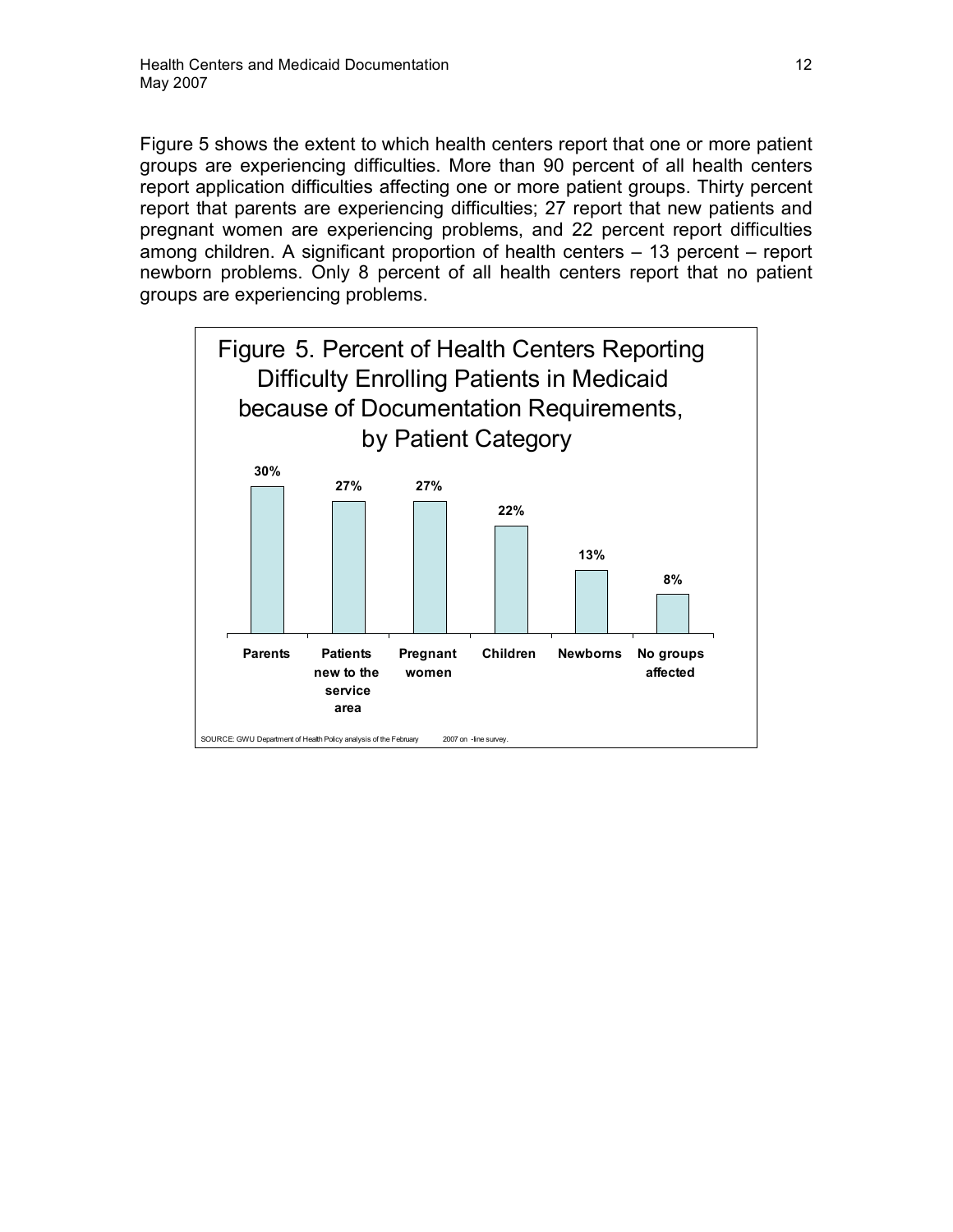Figure 5 shows the extent to which health centers report that one or more patient groups are experiencing difficulties. More than 90 percent of all health centers report application difficulties affecting one or more patient groups. Thirty percent report that parents are experiencing difficulties; 27 report that new patients and pregnant women are experiencing problems, and 22 percent report difficulties among children. A significant proportion of health centers – 13 percent – report newborn problems. Only 8 percent of all health centers report that no patient groups are experiencing problems.

**Figure 5. Percent of Health Centers Reporting Difficulty Enrolling Patients in Medicaid because of Documentation Requirements, by Patient Category**

| Parents | Patients new to the service area | Pregnant women | Children | Newborns | No groups affected |
|---|---|---|---|---|---|
| 30% | 27% | 27% | 22% | 13% | 8% |

SOURCE: GWU Department of Health Policy analysis of the February 2007 on-line survey.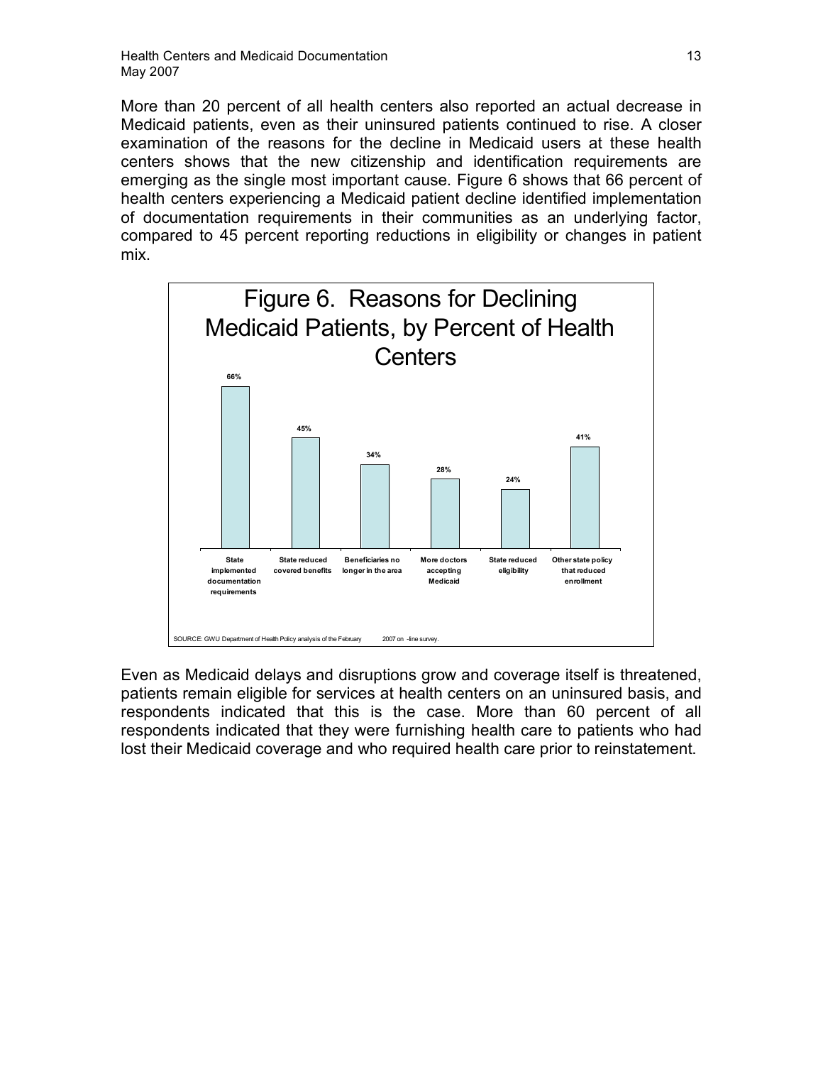More than 20 percent of all health centers also reported an actual decrease in Medicaid patients, even as their uninsured patients continued to rise. A closer examination of the reasons for the decline in Medicaid users at these health centers shows that the new citizenship and identification requirements are emerging as the single most important cause. Figure 6 shows that 66 percent of health centers experiencing a Medicaid patient decline identified implementation of documentation requirements in their communities as an underlying factor, compared to 45 percent reporting reductions in eligibility or changes in patient mix.

**Figure 6. Reasons for Declining Medicaid Patients, by Percent of Health Centers**

| Reason | Percent of Health Centers |
|---|---|
| State implemented documentation requirements | 66% |
| State reduced covered benefits | 45% |
| Beneficiaries no longer in the area | 34% |
| More doctors accepting Medicaid | 28% |
| State reduced eligibility | 24% |
| Other state policy that reduced enrollment | 41% |

SOURCE: GWU Department of Health Policy analysis of the February 2007 on-line survey.

Even as Medicaid delays and disruptions grow and coverage itself is threatened, patients remain eligible for services at health centers on an uninsured basis, and respondents indicated that this is the case. More than 60 percent of all respondents indicated that they were furnishing health care to patients who had lost their Medicaid coverage and who required health care prior to reinstatement.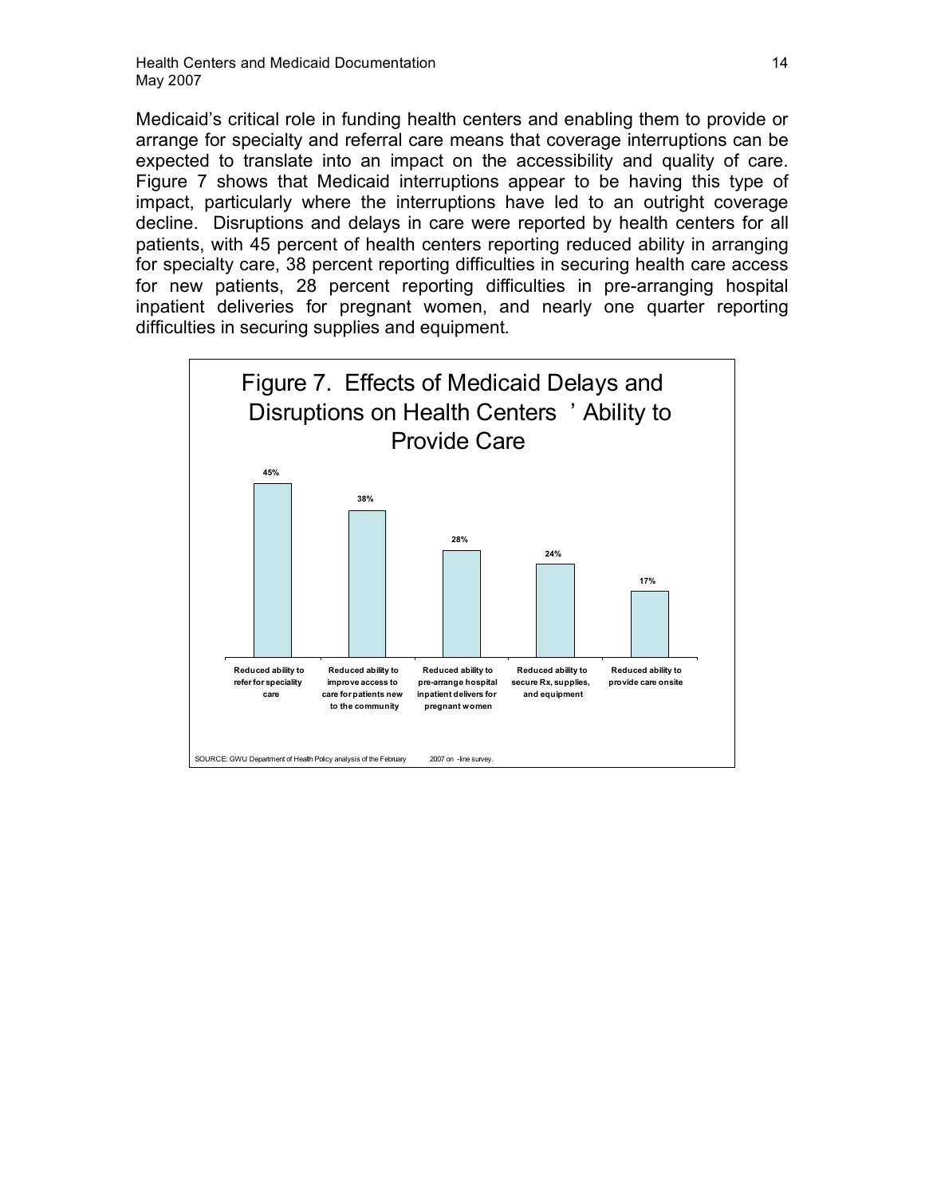Medicaid's critical role in funding health centers and enabling them to provide or arrange for specialty and referral care means that coverage interruptions can be expected to translate into an impact on the accessibility and quality of care. Figure 7 shows that Medicaid interruptions appear to be having this type of impact, particularly where the interruptions have led to an outright coverage decline. Disruptions and delays in care were reported by health centers for all patients, with 45 percent of health centers reporting reduced ability in arranging for specialty care, 38 percent reporting difficulties in securing health care access for new patients, 28 percent reporting difficulties in pre-arranging hospital inpatient deliveries for pregnant women, and nearly one quarter reporting difficulties in securing supplies and equipment.

**Figure 7. Effects of Medicaid Delays and Disruptions on Health Centers' Ability to Provide Care**

| Effect | Percent |
|---|---|
| Reduced ability to refer for speciality care | 45% |
| Reduced ability to improve access to care for patients new to the community | 38% |
| Reduced ability to pre-arrange hospital inpatient delivers for pregnant women | 28% |
| Reduced ability to secure Rx, supplies, and equipment | 24% |
| Reduced ability to provide care onsite | 17% |

SOURCE: GWU Department of Health Policy analysis of the February 2007 on-line survey.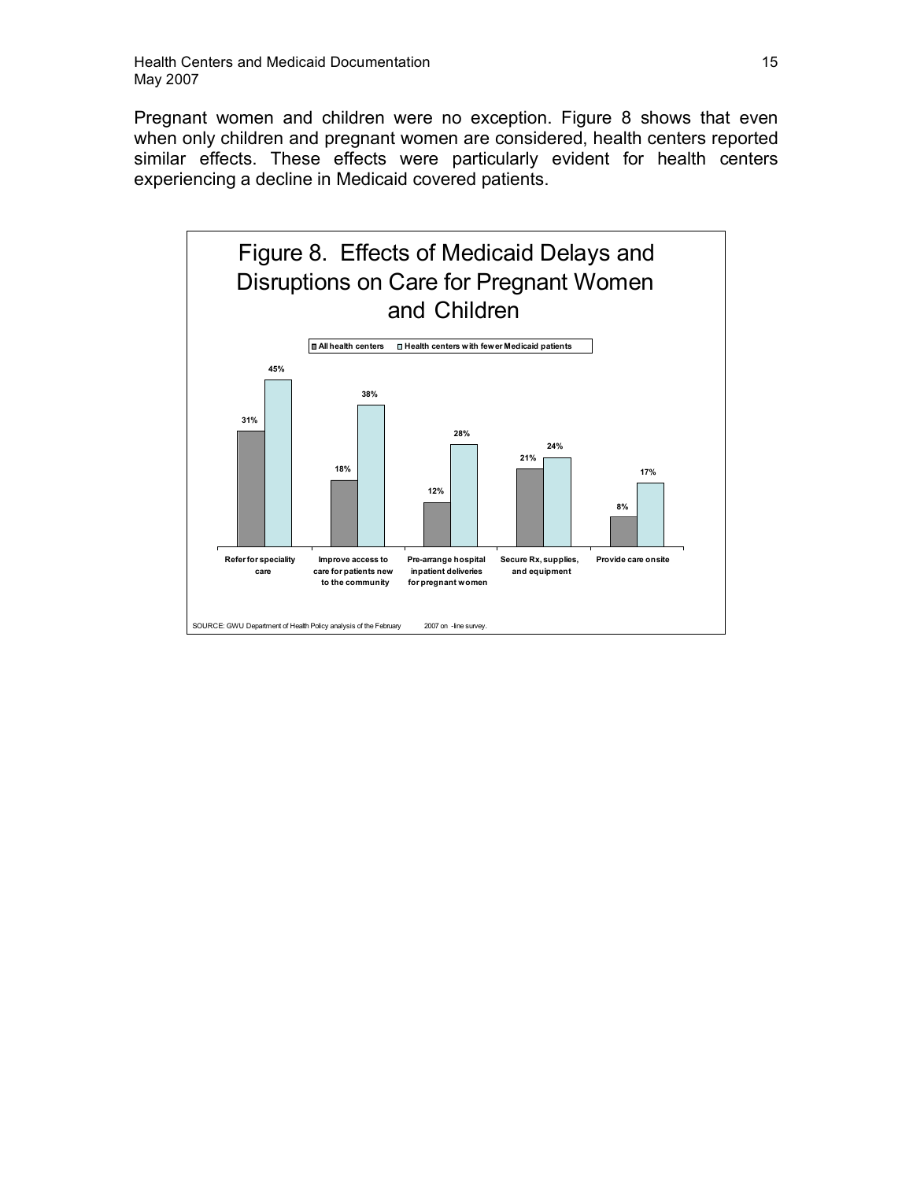Pregnant women and children were no exception. Figure 8 shows that even when only children and pregnant women are considered, health centers reported similar effects. These effects were particularly evident for health centers experiencing a decline in Medicaid covered patients.

**Figure 8. Effects of Medicaid Delays and Disruptions on Care for Pregnant Women and Children**

| | All health centers | Health centers with fewer Medicaid patients |
|---|---|---|
| Refer for speciality care | 31% | 45% |
| Improve access to care for patients new to the community | 18% | 38% |
| Pre-arrange hospital inpatient deliveries for pregnant women | 12% | 28% |
| Secure Rx, supplies, and equipment | 21% | 24% |
| Provide care onsite | 8% | 17% |

SOURCE: GWU Department of Health Policy analysis of the February 2007 on-line survey.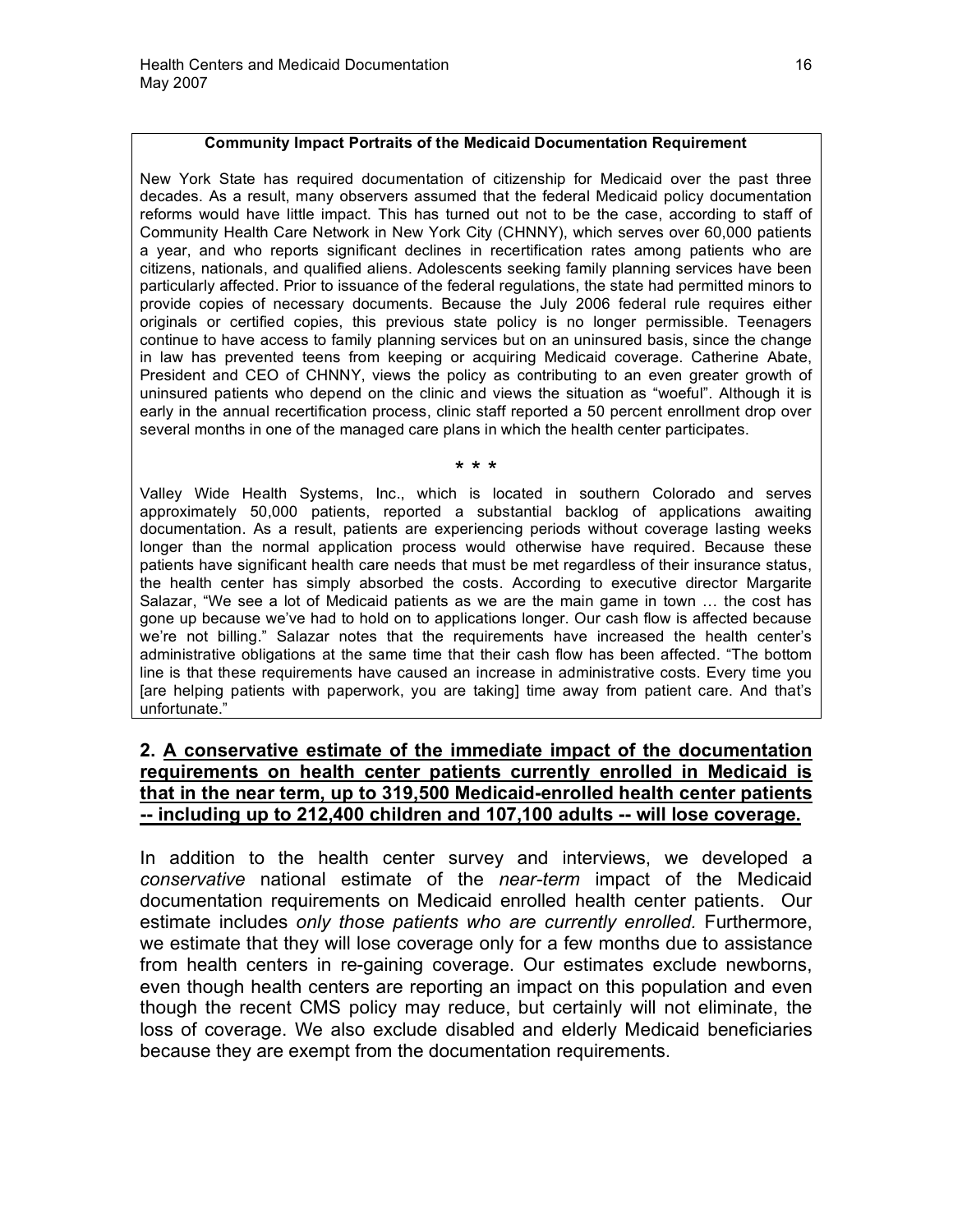**Community Impact Portraits of the Medicaid Documentation Requirement**

New York State has required documentation of citizenship for Medicaid over the past three decades. As a result, many observers assumed that the federal Medicaid policy documentation reforms would have little impact. This has turned out not to be the case, according to staff of Community Health Care Network in New York City (CHNNY), which serves over 60,000 patients a year, and who reports significant declines in recertification rates among patients who are citizens, nationals, and qualified aliens. Adolescents seeking family planning services have been particularly affected. Prior to issuance of the federal regulations, the state had permitted minors to provide copies of necessary documents. Because the July 2006 federal rule requires either originals or certified copies, this previous state policy is no longer permissible. Teenagers continue to have access to family planning services but on an uninsured basis, since the change in law has prevented teens from keeping or acquiring Medicaid coverage. Catherine Abate, President and CEO of CHNNY, views the policy as contributing to an even greater growth of uninsured patients who depend on the clinic and views the situation as "woeful". Although it is early in the annual recertification process, clinic staff reported a 50 percent enrollment drop over several months in one of the managed care plans in which the health center participates.

\* \* \*

Valley Wide Health Systems, Inc., which is located in southern Colorado and serves approximately 50,000 patients, reported a substantial backlog of applications awaiting documentation. As a result, patients are experiencing periods without coverage lasting weeks longer than the normal application process would otherwise have required. Because these patients have significant health care needs that must be met regardless of their insurance status, the health center has simply absorbed the costs. According to executive director Margarite Salazar, "We see a lot of Medicaid patients as we are the main game in town … the cost has gone up because we've had to hold on to applications longer. Our cash flow is affected because we're not billing." Salazar notes that the requirements have increased the health center's administrative obligations at the same time that their cash flow has been affected. "The bottom line is that these requirements have caused an increase in administrative costs. Every time you [are helping patients with paperwork, you are taking] time away from patient care. And that's unfortunate."

### 2. <u>A conservative estimate of the immediate impact of the documentation requirements on health center patients currently enrolled in Medicaid is that in the near term, up to 319,500 Medicaid-enrolled health center patients -- including up to 212,400 children and 107,100 adults -- will lose coverage.</u>

In addition to the health center survey and interviews, we developed a *conservative* national estimate of the *near-term* impact of the Medicaid documentation requirements on Medicaid enrolled health center patients. Our estimate includes *only those patients who are currently enrolled.* Furthermore, we estimate that they will lose coverage only for a few months due to assistance from health centers in re-gaining coverage. Our estimates exclude newborns, even though health centers are reporting an impact on this population and even though the recent CMS policy may reduce, but certainly will not eliminate, the loss of coverage. We also exclude disabled and elderly Medicaid beneficiaries because they are exempt from the documentation requirements.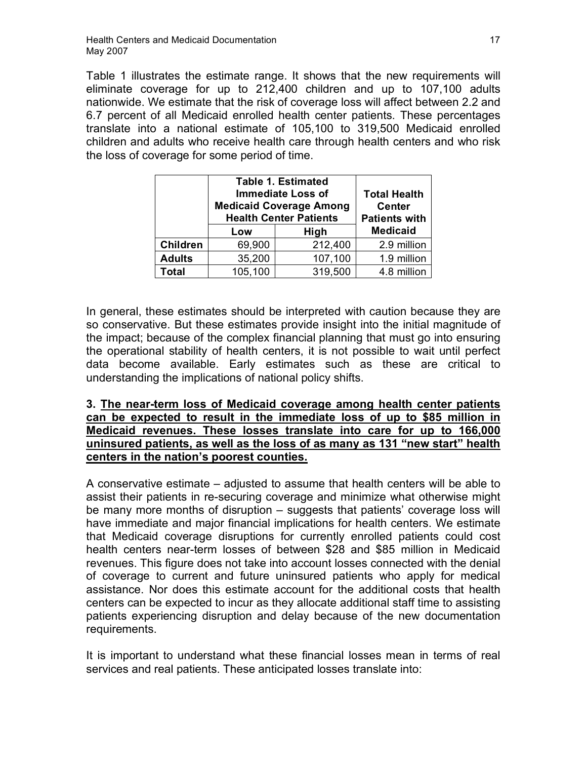Table 1 illustrates the estimate range. It shows that the new requirements will eliminate coverage for up to 212,400 children and up to 107,100 adults nationwide. We estimate that the risk of coverage loss will affect between 2.2 and 6.7 percent of all Medicaid enrolled health center patients. These percentages translate into a national estimate of 105,100 to 319,500 Medicaid enrolled children and adults who receive health care through health centers and who risk the loss of coverage for some period of time.

| | **Table 1. Estimated Immediate Loss of Medicaid Coverage Among Health Center Patients** | | **Total Health Center Patients with Medicaid** |
|---|---|---|---|
| | **Low** | **High** | |
| **Children** | 69,900 | 212,400 | 2.9 million |
| **Adults** | 35,200 | 107,100 | 1.9 million |
| **Total** | 105,100 | 319,500 | 4.8 million |

In general, these estimates should be interpreted with caution because they are so conservative. But these estimates provide insight into the initial magnitude of the impact; because of the complex financial planning that must go into ensuring the operational stability of health centers, it is not possible to wait until perfect data become available. Early estimates such as these are critical to understanding the implications of national policy shifts.

**3. <u>The near-term loss of Medicaid coverage among health center patients can be expected to result in the immediate loss of up to $85 million in Medicaid revenues. These losses translate into care for up to 166,000 uninsured patients, as well as the loss of as many as 131 "new start" health centers in the nation's poorest counties.</u>**

A conservative estimate – adjusted to assume that health centers will be able to assist their patients in re-securing coverage and minimize what otherwise might be many more months of disruption – suggests that patients' coverage loss will have immediate and major financial implications for health centers. We estimate that Medicaid coverage disruptions for currently enrolled patients could cost health centers near-term losses of between $28 and $85 million in Medicaid revenues. This figure does not take into account losses connected with the denial of coverage to current and future uninsured patients who apply for medical assistance. Nor does this estimate account for the additional costs that health centers can be expected to incur as they allocate additional staff time to assisting patients experiencing disruption and delay because of the new documentation requirements.

It is important to understand what these financial losses mean in terms of real services and real patients. These anticipated losses translate into: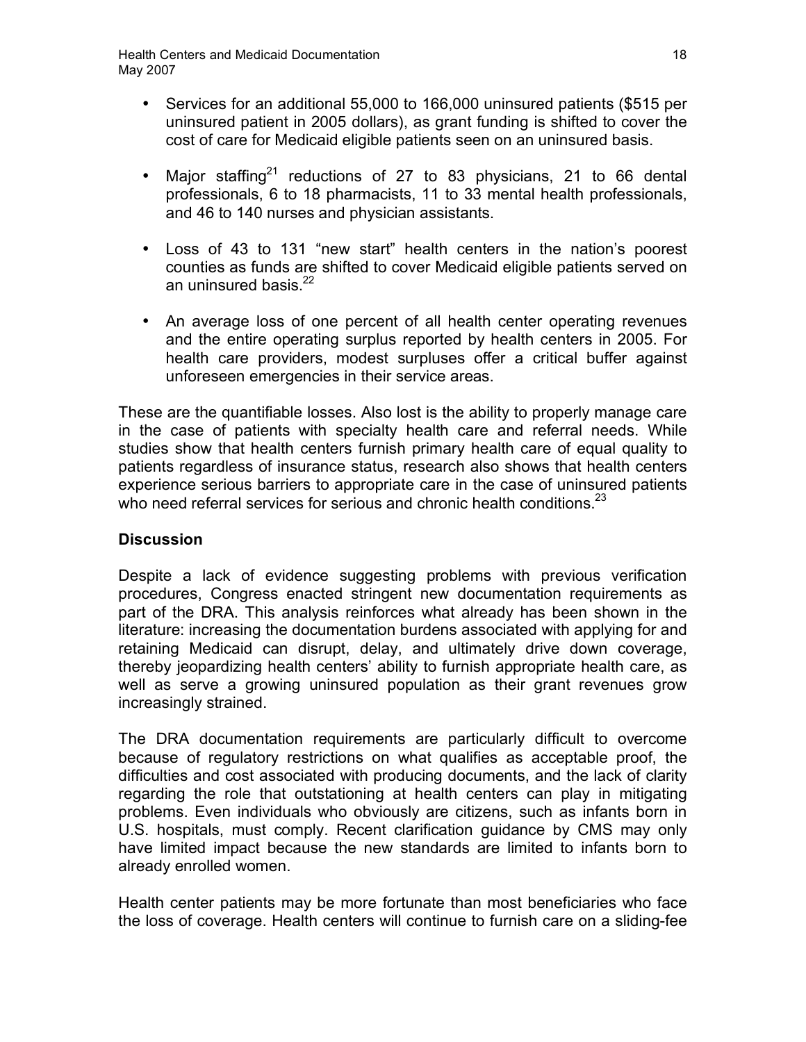- Services for an additional 55,000 to 166,000 uninsured patients ($515 per uninsured patient in 2005 dollars), as grant funding is shifted to cover the cost of care for Medicaid eligible patients seen on an uninsured basis.

- Major staffing[21] reductions of 27 to 83 physicians, 21 to 66 dental professionals, 6 to 18 pharmacists, 11 to 33 mental health professionals, and 46 to 140 nurses and physician assistants.

- Loss of 43 to 131 "new start" health centers in the nation's poorest counties as funds are shifted to cover Medicaid eligible patients served on an uninsured basis.[22]

- An average loss of one percent of all health center operating revenues and the entire operating surplus reported by health centers in 2005. For health care providers, modest surpluses offer a critical buffer against unforeseen emergencies in their service areas.

These are the quantifiable losses. Also lost is the ability to properly manage care in the case of patients with specialty health care and referral needs. While studies show that health centers furnish primary health care of equal quality to patients regardless of insurance status, research also shows that health centers experience serious barriers to appropriate care in the case of uninsured patients who need referral services for serious and chronic health conditions.[23]

## Discussion

Despite a lack of evidence suggesting problems with previous verification procedures, Congress enacted stringent new documentation requirements as part of the DRA. This analysis reinforces what already has been shown in the literature: increasing the documentation burdens associated with applying for and retaining Medicaid can disrupt, delay, and ultimately drive down coverage, thereby jeopardizing health centers' ability to furnish appropriate health care, as well as serve a growing uninsured population as their grant revenues grow increasingly strained.

The DRA documentation requirements are particularly difficult to overcome because of regulatory restrictions on what qualifies as acceptable proof, the difficulties and cost associated with producing documents, and the lack of clarity regarding the role that outstationing at health centers can play in mitigating problems. Even individuals who obviously are citizens, such as infants born in U.S. hospitals, must comply. Recent clarification guidance by CMS may only have limited impact because the new standards are limited to infants born to already enrolled women.

Health center patients may be more fortunate than most beneficiaries who face the loss of coverage. Health centers will continue to furnish care on a sliding-fee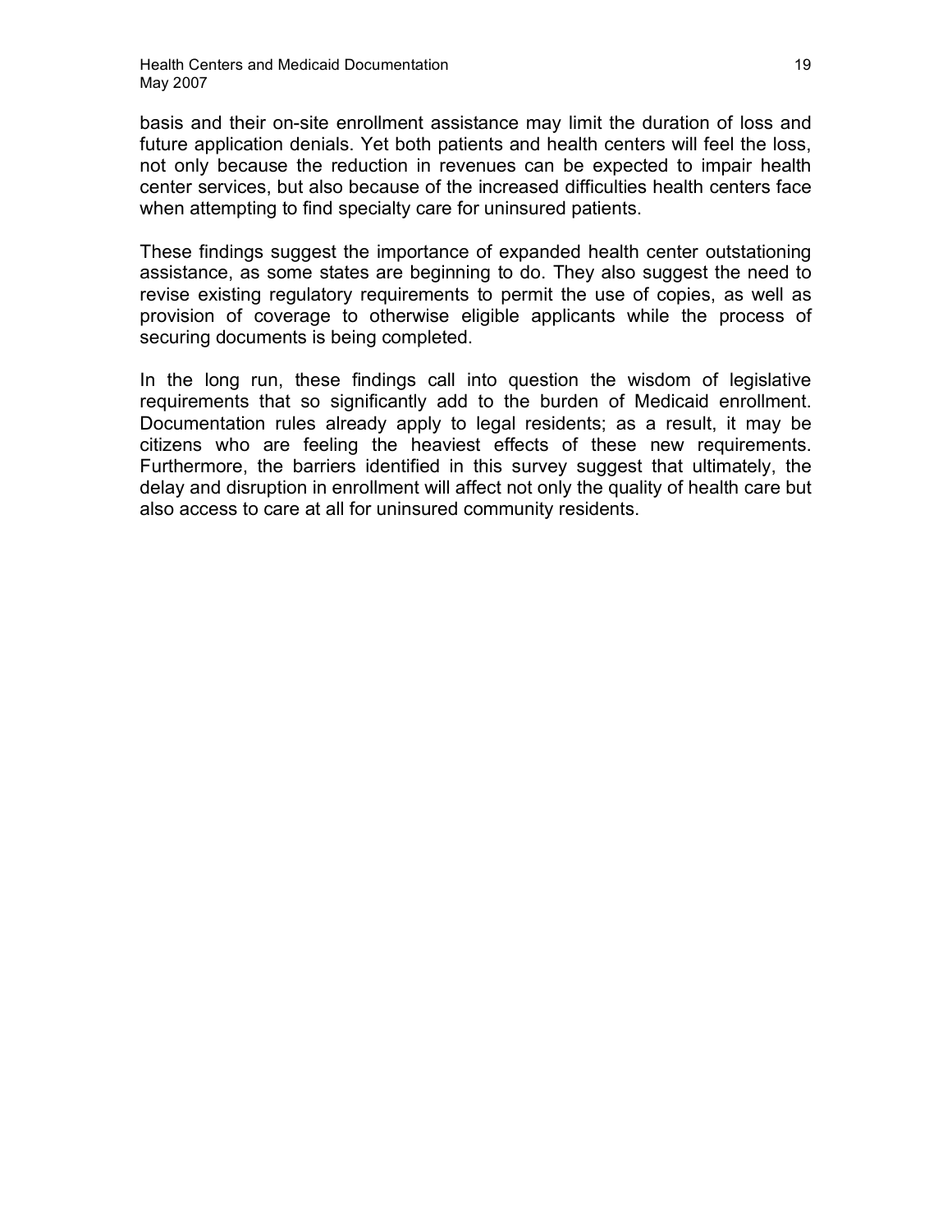basis and their on-site enrollment assistance may limit the duration of loss and future application denials. Yet both patients and health centers will feel the loss, not only because the reduction in revenues can be expected to impair health center services, but also because of the increased difficulties health centers face when attempting to find specialty care for uninsured patients.

These findings suggest the importance of expanded health center outstationing assistance, as some states are beginning to do. They also suggest the need to revise existing regulatory requirements to permit the use of copies, as well as provision of coverage to otherwise eligible applicants while the process of securing documents is being completed.

In the long run, these findings call into question the wisdom of legislative requirements that so significantly add to the burden of Medicaid enrollment. Documentation rules already apply to legal residents; as a result, it may be citizens who are feeling the heaviest effects of these new requirements. Furthermore, the barriers identified in this survey suggest that ultimately, the delay and disruption in enrollment will affect not only the quality of health care but also access to care at all for uninsured community residents.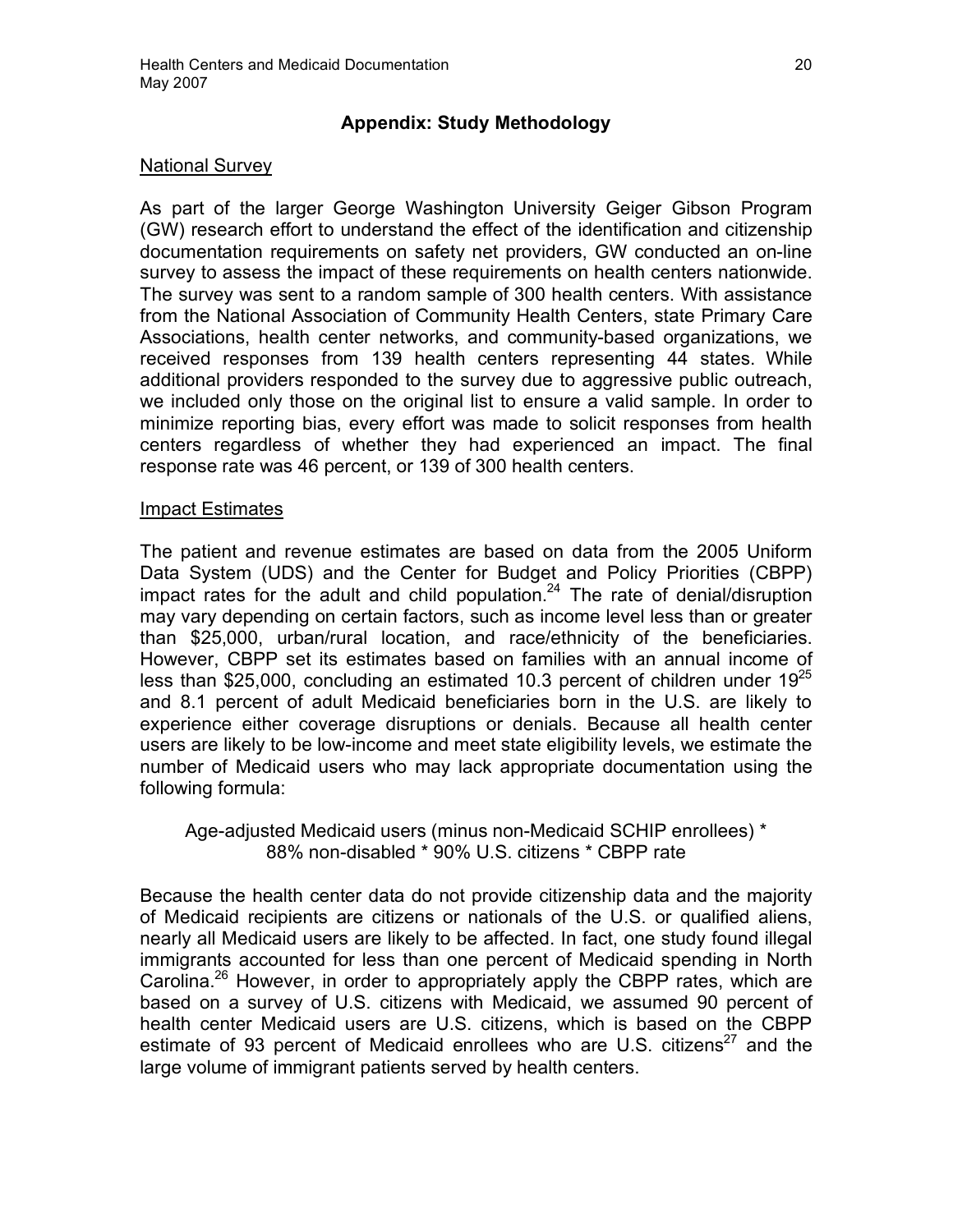## Appendix: Study Methodology

### National Survey

As part of the larger George Washington University Geiger Gibson Program (GW) research effort to understand the effect of the identification and citizenship documentation requirements on safety net providers, GW conducted an on-line survey to assess the impact of these requirements on health centers nationwide. The survey was sent to a random sample of 300 health centers. With assistance from the National Association of Community Health Centers, state Primary Care Associations, health center networks, and community-based organizations, we received responses from 139 health centers representing 44 states. While additional providers responded to the survey due to aggressive public outreach, we included only those on the original list to ensure a valid sample. In order to minimize reporting bias, every effort was made to solicit responses from health centers regardless of whether they had experienced an impact. The final response rate was 46 percent, or 139 of 300 health centers.

### Impact Estimates

The patient and revenue estimates are based on data from the 2005 Uniform Data System (UDS) and the Center for Budget and Policy Priorities (CBPP) impact rates for the adult and child population.[24] The rate of denial/disruption may vary depending on certain factors, such as income level less than or greater than $25,000, urban/rural location, and race/ethnicity of the beneficiaries. However, CBPP set its estimates based on families with an annual income of less than $25,000, concluding an estimated 10.3 percent of children under 19[25] and 8.1 percent of adult Medicaid beneficiaries born in the U.S. are likely to experience either coverage disruptions or denials. Because all health center users are likely to be low-income and meet state eligibility levels, we estimate the number of Medicaid users who may lack appropriate documentation using the following formula:

> Age-adjusted Medicaid users (minus non-Medicaid SCHIP enrollees) * 88% non-disabled * 90% U.S. citizens * CBPP rate

Because the health center data do not provide citizenship data and the majority of Medicaid recipients are citizens or nationals of the U.S. or qualified aliens, nearly all Medicaid users are likely to be affected. In fact, one study found illegal immigrants accounted for less than one percent of Medicaid spending in North Carolina.[26] However, in order to appropriately apply the CBPP rates, which are based on a survey of U.S. citizens with Medicaid, we assumed 90 percent of health center Medicaid users are U.S. citizens, which is based on the CBPP estimate of 93 percent of Medicaid enrollees who are U.S. citizens[27] and the large volume of immigrant patients served by health centers.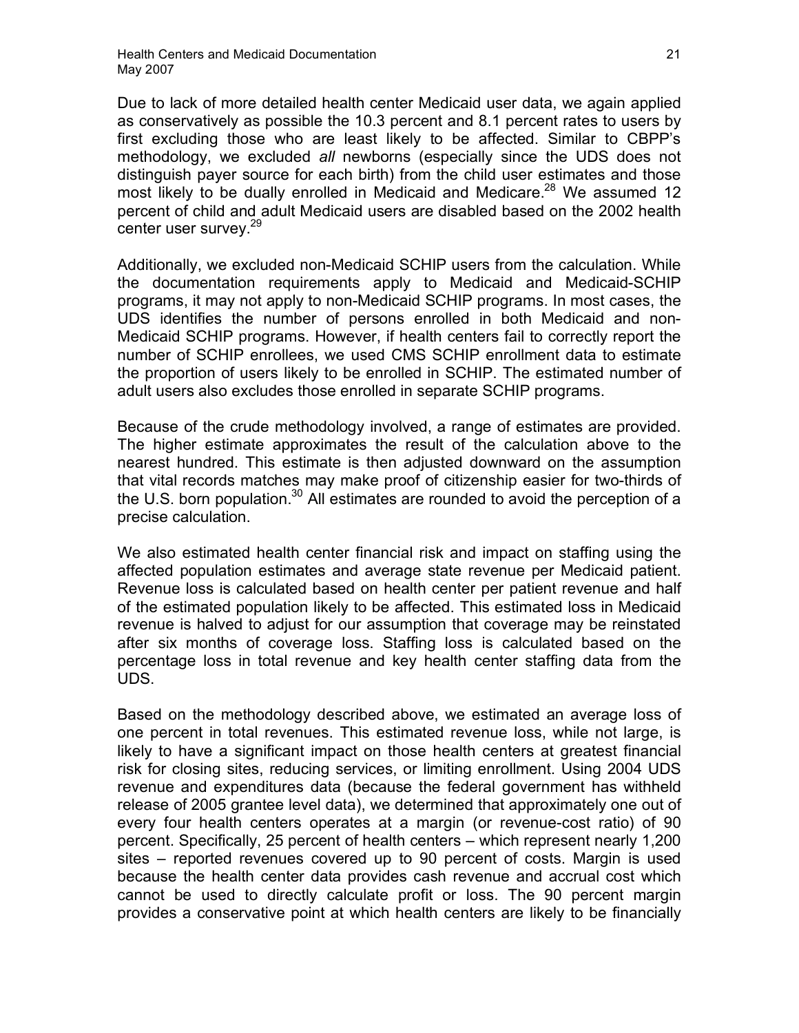Due to lack of more detailed health center Medicaid user data, we again applied as conservatively as possible the 10.3 percent and 8.1 percent rates to users by first excluding those who are least likely to be affected. Similar to CBPP's methodology, we excluded *all* newborns (especially since the UDS does not distinguish payer source for each birth) from the child user estimates and those most likely to be dually enrolled in Medicaid and Medicare.[28] We assumed 12 percent of child and adult Medicaid users are disabled based on the 2002 health center user survey.[29]

Additionally, we excluded non-Medicaid SCHIP users from the calculation. While the documentation requirements apply to Medicaid and Medicaid-SCHIP programs, it may not apply to non-Medicaid SCHIP programs. In most cases, the UDS identifies the number of persons enrolled in both Medicaid and non-Medicaid SCHIP programs. However, if health centers fail to correctly report the number of SCHIP enrollees, we used CMS SCHIP enrollment data to estimate the proportion of users likely to be enrolled in SCHIP. The estimated number of adult users also excludes those enrolled in separate SCHIP programs.

Because of the crude methodology involved, a range of estimates are provided. The higher estimate approximates the result of the calculation above to the nearest hundred. This estimate is then adjusted downward on the assumption that vital records matches may make proof of citizenship easier for two-thirds of the U.S. born population.[30] All estimates are rounded to avoid the perception of a precise calculation.

We also estimated health center financial risk and impact on staffing using the affected population estimates and average state revenue per Medicaid patient. Revenue loss is calculated based on health center per patient revenue and half of the estimated population likely to be affected. This estimated loss in Medicaid revenue is halved to adjust for our assumption that coverage may be reinstated after six months of coverage loss. Staffing loss is calculated based on the percentage loss in total revenue and key health center staffing data from the UDS.

Based on the methodology described above, we estimated an average loss of one percent in total revenues. This estimated revenue loss, while not large, is likely to have a significant impact on those health centers at greatest financial risk for closing sites, reducing services, or limiting enrollment. Using 2004 UDS revenue and expenditures data (because the federal government has withheld release of 2005 grantee level data), we determined that approximately one out of every four health centers operates at a margin (or revenue-cost ratio) of 90 percent. Specifically, 25 percent of health centers – which represent nearly 1,200 sites – reported revenues covered up to 90 percent of costs. Margin is used because the health center data provides cash revenue and accrual cost which cannot be used to directly calculate profit or loss. The 90 percent margin provides a conservative point at which health centers are likely to be financially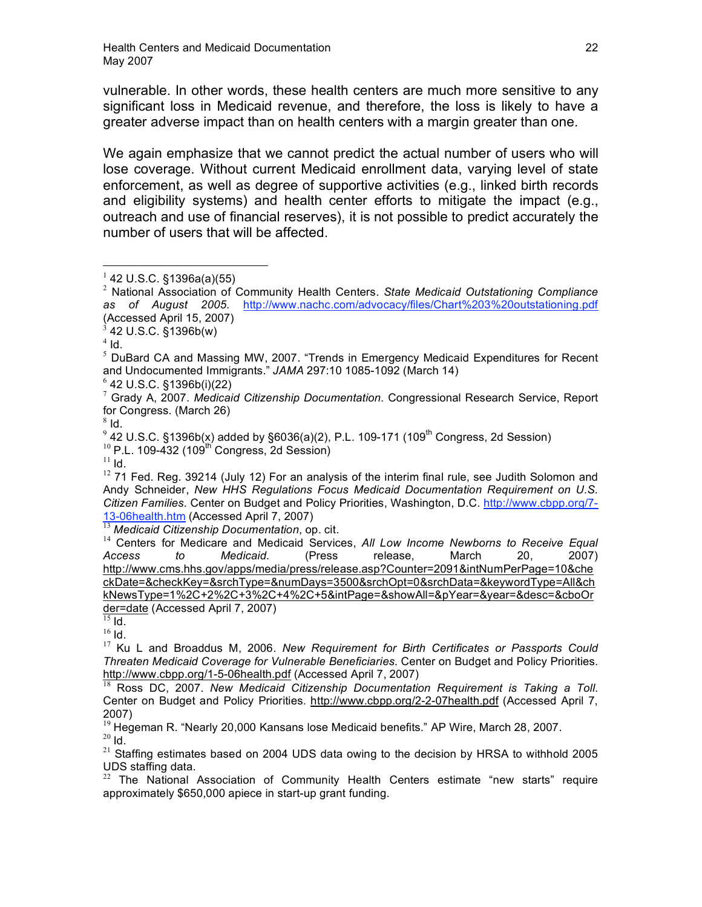vulnerable. In other words, these health centers are much more sensitive to any significant loss in Medicaid revenue, and therefore, the loss is likely to have a greater adverse impact than on health centers with a margin greater than one.

We again emphasize that we cannot predict the actual number of users who will lose coverage. Without current Medicaid enrollment data, varying level of state enforcement, as well as degree of supportive activities (e.g., linked birth records and eligibility systems) and health center efforts to mitigate the impact (e.g., outreach and use of financial reserves), it is not possible to predict accurately the number of users that will be affected.

---

[1] 42 U.S.C. §1396a(a)(55)

[2] National Association of Community Health Centers. *State Medicaid Outstationing Compliance as of August 2005.* http://www.nachc.com/advocacy/files/Chart%203%20outstationing.pdf (Accessed April 15, 2007)

[3] 42 U.S.C. §1396b(w)

[4] Id.

[5] DuBard CA and Massing MW, 2007. "Trends in Emergency Medicaid Expenditures for Recent and Undocumented Immigrants." *JAMA* 297:10 1085-1092 (March 14)

[6] 42 U.S.C. §1396b(i)(22)

[7] Grady A, 2007. *Medicaid Citizenship Documentation*. Congressional Research Service, Report for Congress. (March 26)

[8] Id.

[9] 42 U.S.C. §1396b(x) added by §6036(a)(2), P.L. 109-171 (109th Congress, 2d Session)

[10] P.L. 109-432 (109th Congress, 2d Session)

[11] Id.

[12] 71 Fed. Reg. 39214 (July 12) For an analysis of the interim final rule, see Judith Solomon and Andy Schneider, *New HHS Regulations Focus Medicaid Documentation Requirement on U.S. Citizen Families.* Center on Budget and Policy Priorities, Washington, D.C. http://www.cbpp.org/7-13-06health.htm (Accessed April 7, 2007)

[13] *Medicaid Citizenship Documentation*, op. cit.

[14] Centers for Medicare and Medicaid Services, *All Low Income Newborns to Receive Equal Access to Medicaid.* (Press release, March 20, 2007) http://www.cms.hhs.gov/apps/media/press/release.asp?Counter=2091&intNumPerPage=10&checkDate=&checkKey=&srchType=&numDays=3500&srchOpt=0&srchData=&keywordType=All&chkNewsType=1%2C+2%2C+3%2C+4%2C+5&intPage=&showAll=&pYear=&year=&desc=&cboOrder=date (Accessed April 7, 2007)

[15] Id.

[16] Id.

[17] Ku L and Broaddus M, 2006. *New Requirement for Birth Certificates or Passports Could Threaten Medicaid Coverage for Vulnerable Beneficiaries.* Center on Budget and Policy Priorities. http://www.cbpp.org/1-5-06health.pdf (Accessed April 7, 2007)

[18] Ross DC, 2007. *New Medicaid Citizenship Documentation Requirement is Taking a Toll*. Center on Budget and Policy Priorities. http://www.cbpp.org/2-2-07health.pdf (Accessed April 7, 2007)

[19] Hegeman R. "Nearly 20,000 Kansans lose Medicaid benefits." AP Wire, March 28, 2007.

[20] Id.

[21] Staffing estimates based on 2004 UDS data owing to the decision by HRSA to withhold 2005 UDS staffing data.

[22] The National Association of Community Health Centers estimate "new starts" require approximately $650,000 apiece in start-up grant funding.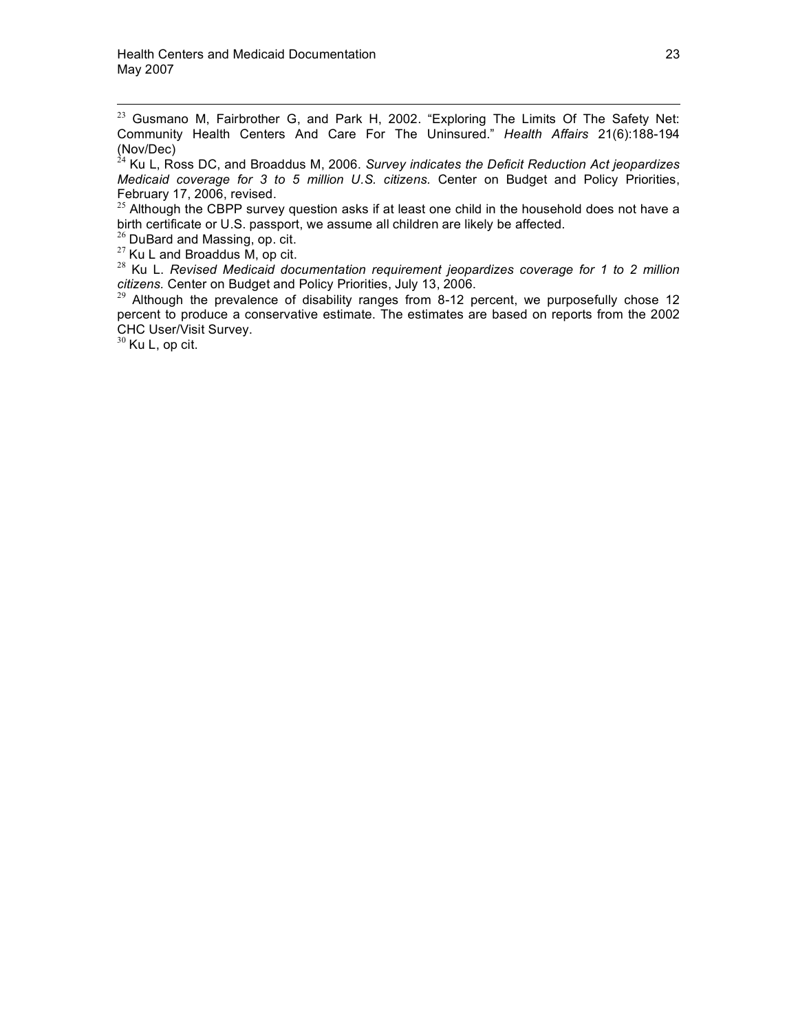[23] Gusmano M, Fairbrother G, and Park H, 2002. "Exploring The Limits Of The Safety Net: Community Health Centers And Care For The Uninsured." *Health Affairs* 21(6):188-194 (Nov/Dec)

[24] Ku L, Ross DC, and Broaddus M, 2006. *Survey indicates the Deficit Reduction Act jeopardizes Medicaid coverage for 3 to 5 million U.S. citizens.* Center on Budget and Policy Priorities, February 17, 2006, revised.

[25] Although the CBPP survey question asks if at least one child in the household does not have a birth certificate or U.S. passport, we assume all children are likely be affected.

[26] DuBard and Massing, op. cit.

[27] Ku L and Broaddus M, op cit.

[28] Ku L. *Revised Medicaid documentation requirement jeopardizes coverage for 1 to 2 million citizens.* Center on Budget and Policy Priorities, July 13, 2006.

[29] Although the prevalence of disability ranges from 8-12 percent, we purposefully chose 12 percent to produce a conservative estimate. The estimates are based on reports from the 2002 CHC User/Visit Survey.

[30] Ku L, op cit.